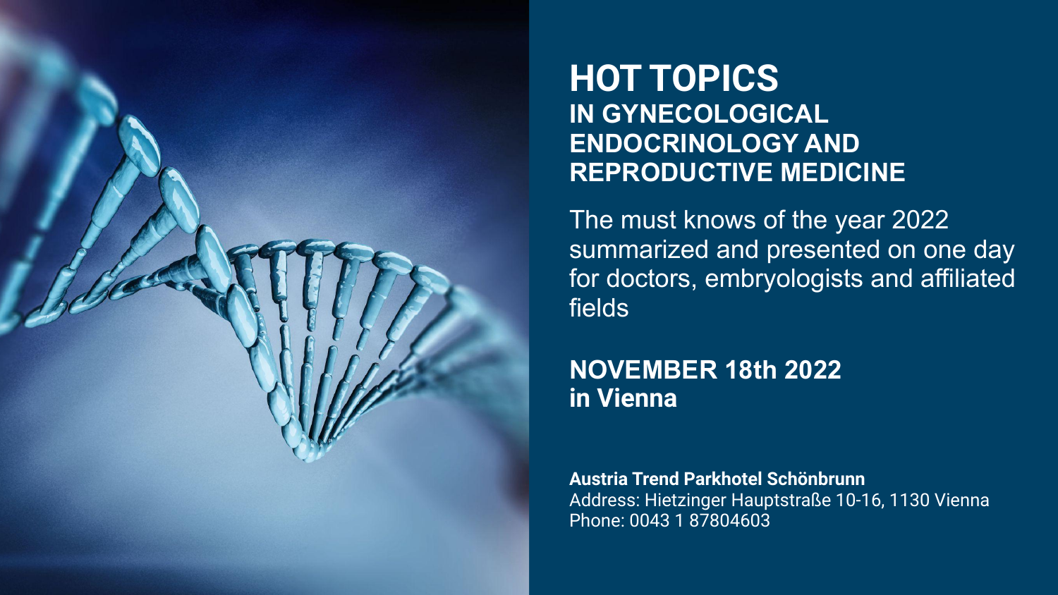# HOT TOPICS

## IN GYNECOLOGICAL ENDOCRINOLOGY AND REPRODUCTIVE MEDICINE

The must knows of the year 2022 summarized and presented on one day for doctors, embryologists and affiliated fields

**NOVEMBER 18th 2022**
**in Vienna**

**Austria Trend Parkhotel Schönbrunn**
Address: Hietzinger Hauptstraße 10-16, 1130 Vienna
Phone: 0043 1 87804603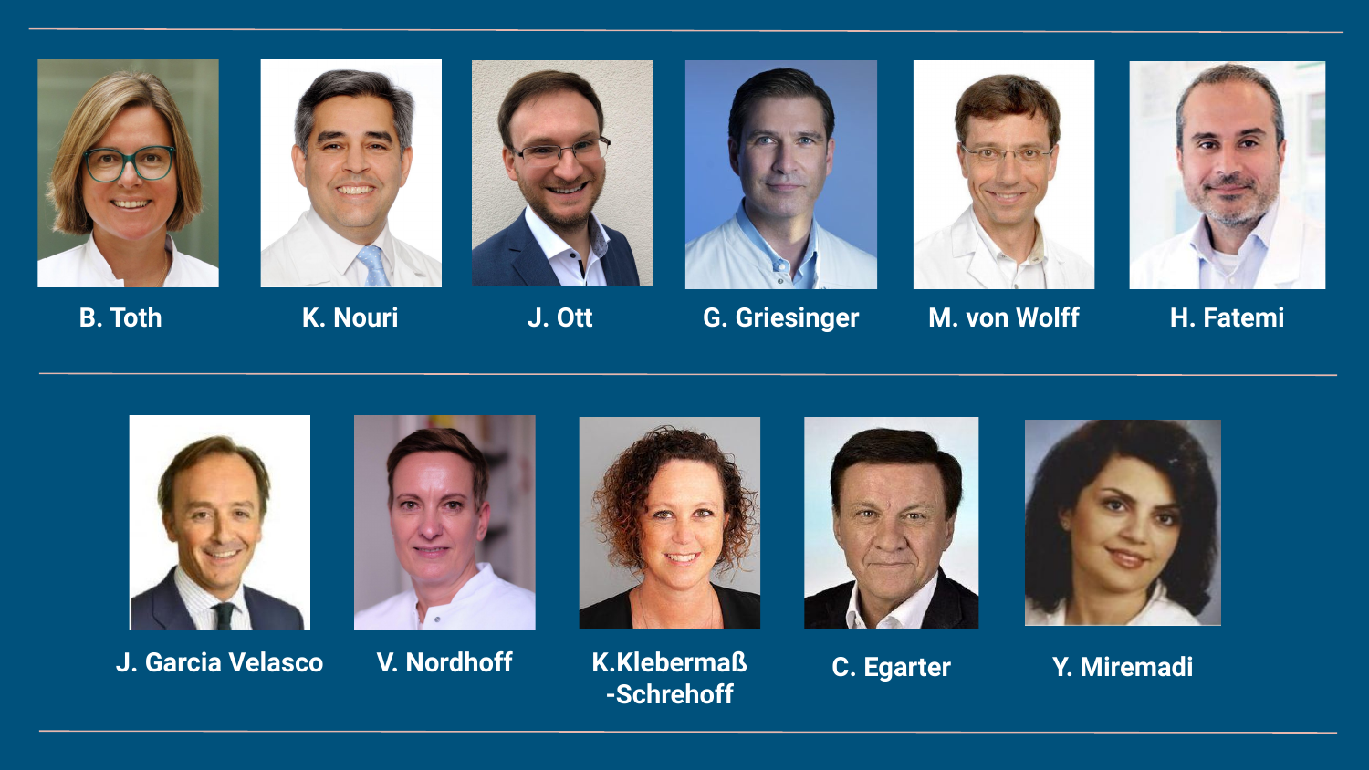B. Toth

K. Nouri

J. Ott

G. Griesinger

M. von Wolff

H. Fatemi

J. Garcia Velasco

V. Nordhoff

K.Klebermaß -Schrehoff

C. Egarter

Y. Miremadi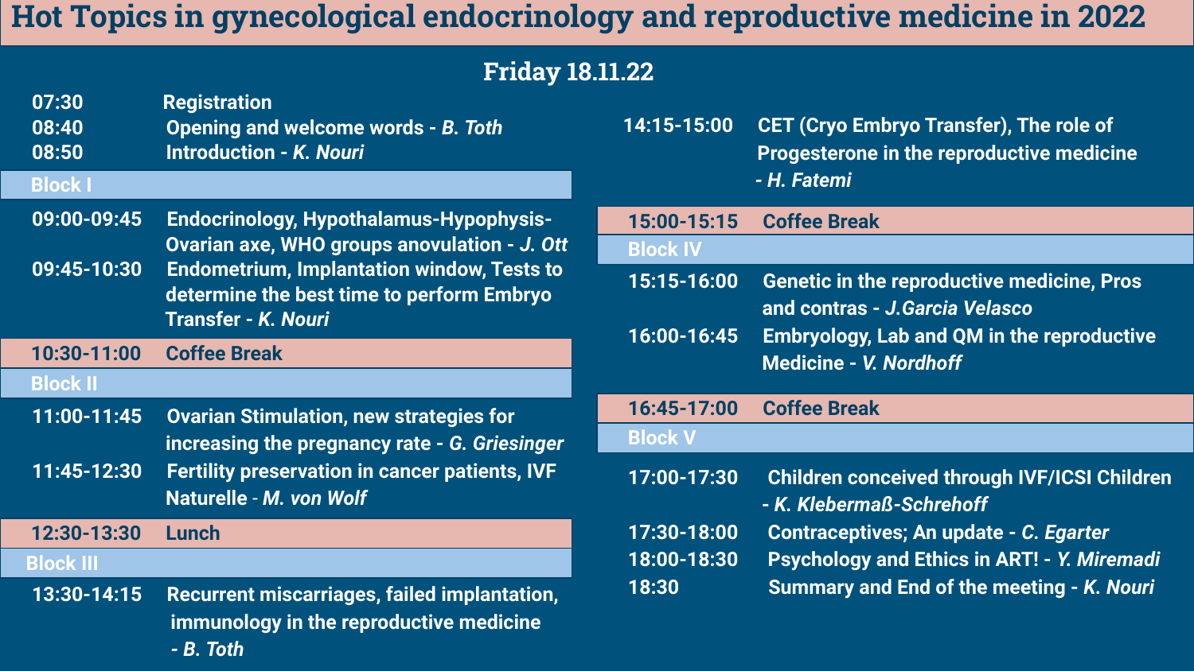# Hot Topics in gynecological endocrinology and reproductive medicine in 2022

## Friday 18.11.22

07:30 Registration
08:40 Opening and welcome words - *B. Toth*
08:50 Introduction - *K. Nouri*

### Block I

09:00-09:45 Endocrinology, Hypothalamus-Hypophysis-Ovarian axe, WHO groups anovulation - *J. Ott*
09:45-10:30 Endometrium, Implantation window, Tests to determine the best time to perform Embryo Transfer - *K. Nouri*

**10:30-11:00 Coffee Break**

### Block II

11:00-11:45 Ovarian Stimulation, new strategies for increasing the pregnancy rate - *G. Griesinger*
11:45-12:30 Fertility preservation in cancer patients, IVF Naturelle - *M. von Wolf*

**12:30-13:30 Lunch**

### Block III

13:30-14:15 Recurrent miscarriages, failed implantation, immunology in the reproductive medicine - *B. Toth*
14:15-15:00 CET (Cryo Embryo Transfer), The role of Progesterone in the reproductive medicine - *H. Fatemi*

**15:00-15:15 Coffee Break**

### Block IV

15:15-16:00 Genetic in the reproductive medicine, Pros and contras - *J.Garcia Velasco*
16:00-16:45 Embryology, Lab and QM in the reproductive Medicine - *V. Nordhoff*

**16:45-17:00 Coffee Break**

### Block V

17:00-17:30 Children conceived through IVF/ICSI Children - *K. Klebermaß-Schrehoff*
17:30-18:00 Contraceptives; An update - *C. Egarter*
18:00-18:30 Psychology and Ethics in ART! - *Y. Miremadi*
18:30 Summary and End of the meeting - *K. Nouri*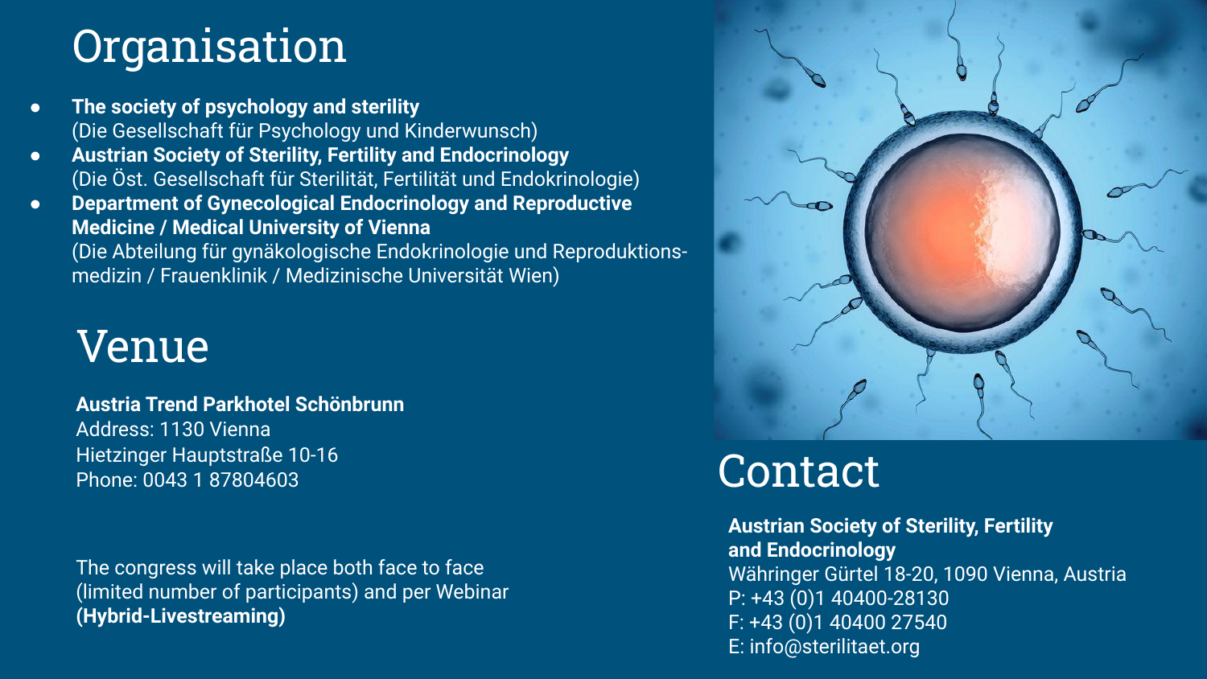# Organisation

- **The society of psychology and sterility**
  (Die Gesellschaft für Psychology und Kinderwunsch)
- **Austrian Society of Sterility, Fertility and Endocrinology**
  (Die Öst. Gesellschaft für Sterilität, Fertilität und Endokrinologie)
- **Department of Gynecological Endocrinology and Reproductive Medicine / Medical University of Vienna**
  (Die Abteilung für gynäkologische Endokrinologie und Reproduktions-medizin / Frauenklinik / Medizinische Universität Wien)

# Venue

**Austria Trend Parkhotel Schönbrunn**
Address: 1130 Vienna
Hietzinger Hauptstraße 10-16
Phone: 0043 1 87804603

The congress will take place both face to face (limited number of participants) and per Webinar **(Hybrid-Livestreaming)**

# Contact

**Austrian Society of Sterility, Fertility and Endocrinology**
Währinger Gürtel 18-20, 1090 Vienna, Austria
P: +43 (0)1 40400-28130
F: +43 (0)1 40400 27540
E: info@sterilitaet.org